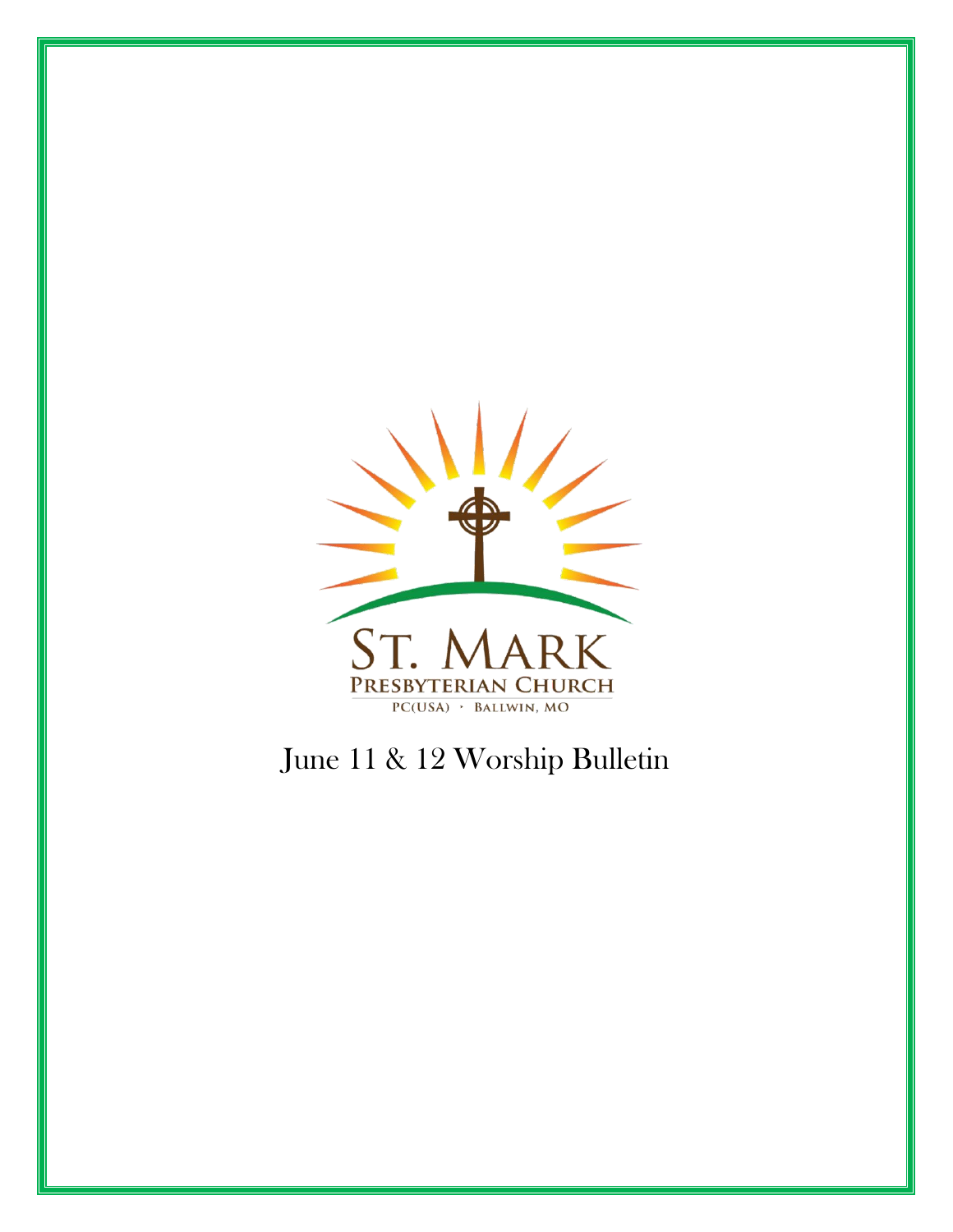ST. MARK

PRESBYTERIAN CHURCH

PC(USA) · BALLWIN, MO

# June 11 & 12 Worship Bulletin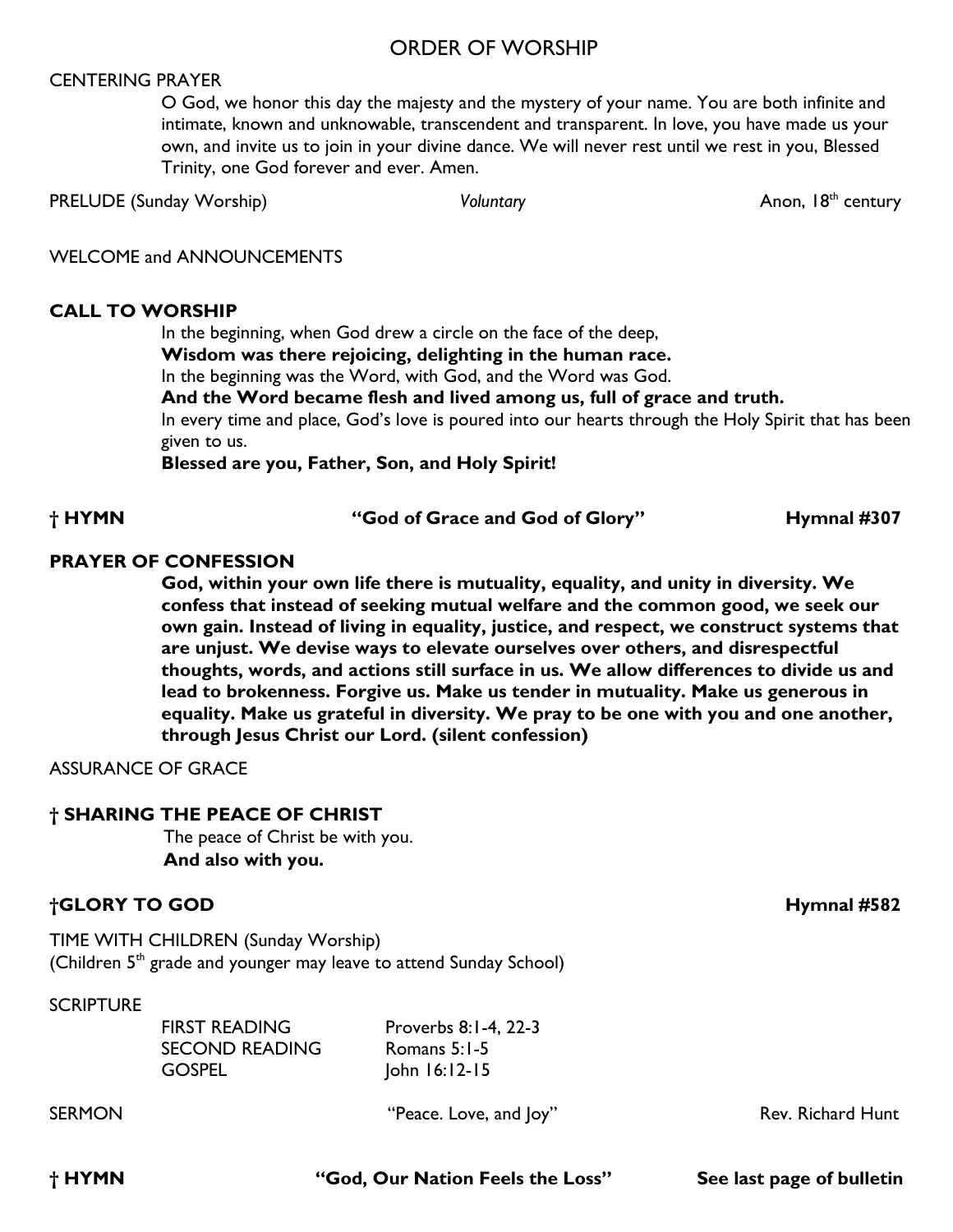# ORDER OF WORSHIP

CENTERING PRAYER

O God, we honor this day the majesty and the mystery of your name. You are both infinite and intimate, known and unknowable, transcendent and transparent. In love, you have made us your own, and invite us to join in your divine dance. We will never rest until we rest in you, Blessed Trinity, one God forever and ever. Amen.

PRELUDE (Sunday Worship) *Voluntary* Anon, 18th century

WELCOME and ANNOUNCEMENTS

**CALL TO WORSHIP**

In the beginning, when God drew a circle on the face of the deep,
**Wisdom was there rejoicing, delighting in the human race.**
In the beginning was the Word, with God, and the Word was God.
**And the Word became flesh and lived among us, full of grace and truth.**
In every time and place, God's love is poured into our hearts through the Holy Spirit that has been given to us.
**Blessed are you, Father, Son, and Holy Spirit!**

**† HYMN "God of Grace and God of Glory" Hymnal #307**

**PRAYER OF CONFESSION**

**God, within your own life there is mutuality, equality, and unity in diversity. We confess that instead of seeking mutual welfare and the common good, we seek our own gain. Instead of living in equality, justice, and respect, we construct systems that are unjust. We devise ways to elevate ourselves over others, and disrespectful thoughts, words, and actions still surface in us. We allow differences to divide us and lead to brokenness. Forgive us. Make us tender in mutuality. Make us generous in equality. Make us grateful in diversity. We pray to be one with you and one another, through Jesus Christ our Lord. (silent confession)**

ASSURANCE OF GRACE

**† SHARING THE PEACE OF CHRIST**

The peace of Christ be with you.
**And also with you.**

**†GLORY TO GOD Hymnal #582**

TIME WITH CHILDREN (Sunday Worship)
(Children 5th grade and younger may leave to attend Sunday School)

SCRIPTURE

FIRST READING Proverbs 8:1-4, 22-3
SECOND READING Romans 5:1-5
GOSPEL John 16:12-15

SERMON "Peace. Love, and Joy" Rev. Richard Hunt

**† HYMN "God, Our Nation Feels the Loss" See last page of bulletin**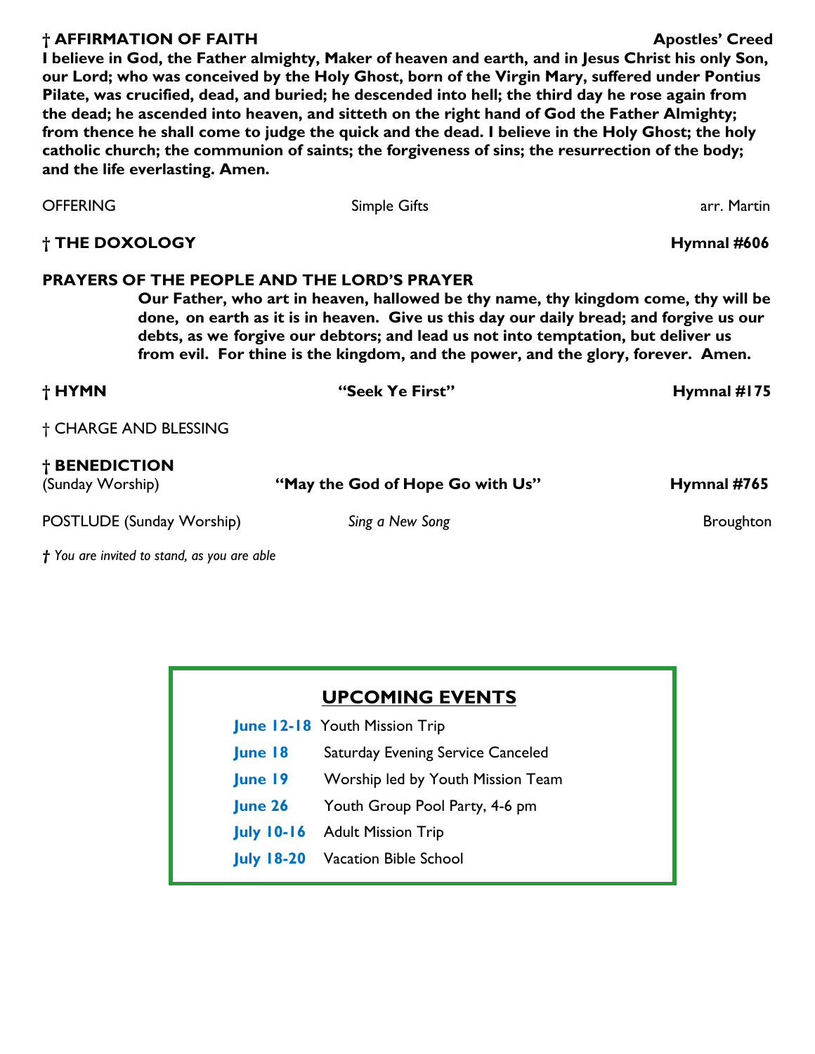**† AFFIRMATION OF FAITH** **Apostles' Creed**

**I believe in God, the Father almighty, Maker of heaven and earth, and in Jesus Christ his only Son, our Lord; who was conceived by the Holy Ghost, born of the Virgin Mary, suffered under Pontius Pilate, was crucified, dead, and buried; he descended into hell; the third day he rose again from the dead; he ascended into heaven, and sitteth on the right hand of God the Father Almighty; from thence he shall come to judge the quick and the dead. I believe in the Holy Ghost; the holy catholic church; the communion of saints; the forgiveness of sins; the resurrection of the body; and the life everlasting. Amen.**

OFFERING — Simple Gifts — arr. Martin

**† THE DOXOLOGY** **Hymnal #606**

**PRAYERS OF THE PEOPLE AND THE LORD'S PRAYER**

> **Our Father, who art in heaven, hallowed be thy name, thy kingdom come, thy will be done, on earth as it is in heaven. Give us this day our daily bread; and forgive us our debts, as we forgive our debtors; and lead us not into temptation, but deliver us from evil. For thine is the kingdom, and the power, and the glory, forever. Amen.**

**† HYMN** — **"Seek Ye First"** — **Hymnal #175**

† CHARGE AND BLESSING

**† BENEDICTION**
(Sunday Worship) — **"May the God of Hope Go with Us"** — **Hymnal #765**

POSTLUDE (Sunday Worship) — *Sing a New Song* — Broughton

*† You are invited to stand, as you are able*

## UPCOMING EVENTS

| | |
|---|---|
| **June 12-18** | Youth Mission Trip |
| **June 18** | Saturday Evening Service Canceled |
| **June 19** | Worship led by Youth Mission Team |
| **June 26** | Youth Group Pool Party, 4-6 pm |
| **July 10-16** | Adult Mission Trip |
| **July 18-20** | Vacation Bible School |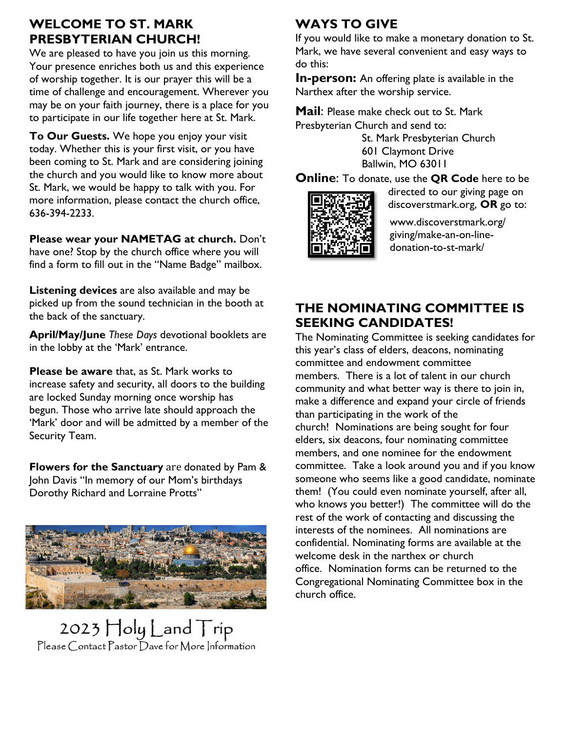## WELCOME TO ST. MARK PRESBYTERIAN CHURCH!

We are pleased to have you join us this morning. Your presence enriches both us and this experience of worship together. It is our prayer this will be a time of challenge and encouragement. Wherever you may be on your faith journey, there is a place for you to participate in our life together here at St. Mark.

**To Our Guests.** We hope you enjoy your visit today. Whether this is your first visit, or you have been coming to St. Mark and are considering joining the church and you would like to know more about St. Mark, we would be happy to talk with you. For more information, please contact the church office, 636-394-2233.

**Please wear your NAMETAG at church.** Don't have one? Stop by the church office where you will find a form to fill out in the "Name Badge" mailbox.

**Listening devices** are also available and may be picked up from the sound technician in the booth at the back of the sanctuary.

**April/May/June** *These Days* devotional booklets are in the lobby at the 'Mark' entrance.

**Please be aware** that, as St. Mark works to increase safety and security, all doors to the building are locked Sunday morning once worship has begun. Those who arrive late should approach the 'Mark' door and will be admitted by a member of the Security Team.

**Flowers for the Sanctuary** are donated by Pam & John Davis "In memory of our Mom's birthdays Dorothy Richard and Lorraine Protts"

2023 Holy Land Trip

Please Contact Pastor Dave for More Information

## WAYS TO GIVE

If you would like to make a monetary donation to St. Mark, we have several convenient and easy ways to do this:

**In-person:** An offering plate is available in the Narthex after the worship service.

**Mail**: Please make check out to St. Mark Presbyterian Church and send to:

St. Mark Presbyterian Church
601 Claymont Drive
Ballwin, MO 63011

**Online**: To donate, use the **QR Code** here to be directed to our giving page on discoverstmark.org, **OR** go to:

www.discoverstmark.org/giving/make-an-on-line-donation-to-st-mark/

## THE NOMINATING COMMITTEE IS SEEKING CANDIDATES!

The Nominating Committee is seeking candidates for this year's class of elders, deacons, nominating committee and endowment committee members. There is a lot of talent in our church community and what better way is there to join in, make a difference and expand your circle of friends than participating in the work of the church! Nominations are being sought for four elders, six deacons, four nominating committee members, and one nominee for the endowment committee. Take a look around you and if you know someone who seems like a good candidate, nominate them! (You could even nominate yourself, after all, who knows you better!) The committee will do the rest of the work of contacting and discussing the interests of the nominees. All nominations are confidential. Nominating forms are available at the welcome desk in the narthex or church office. Nomination forms can be returned to the Congregational Nominating Committee box in the church office.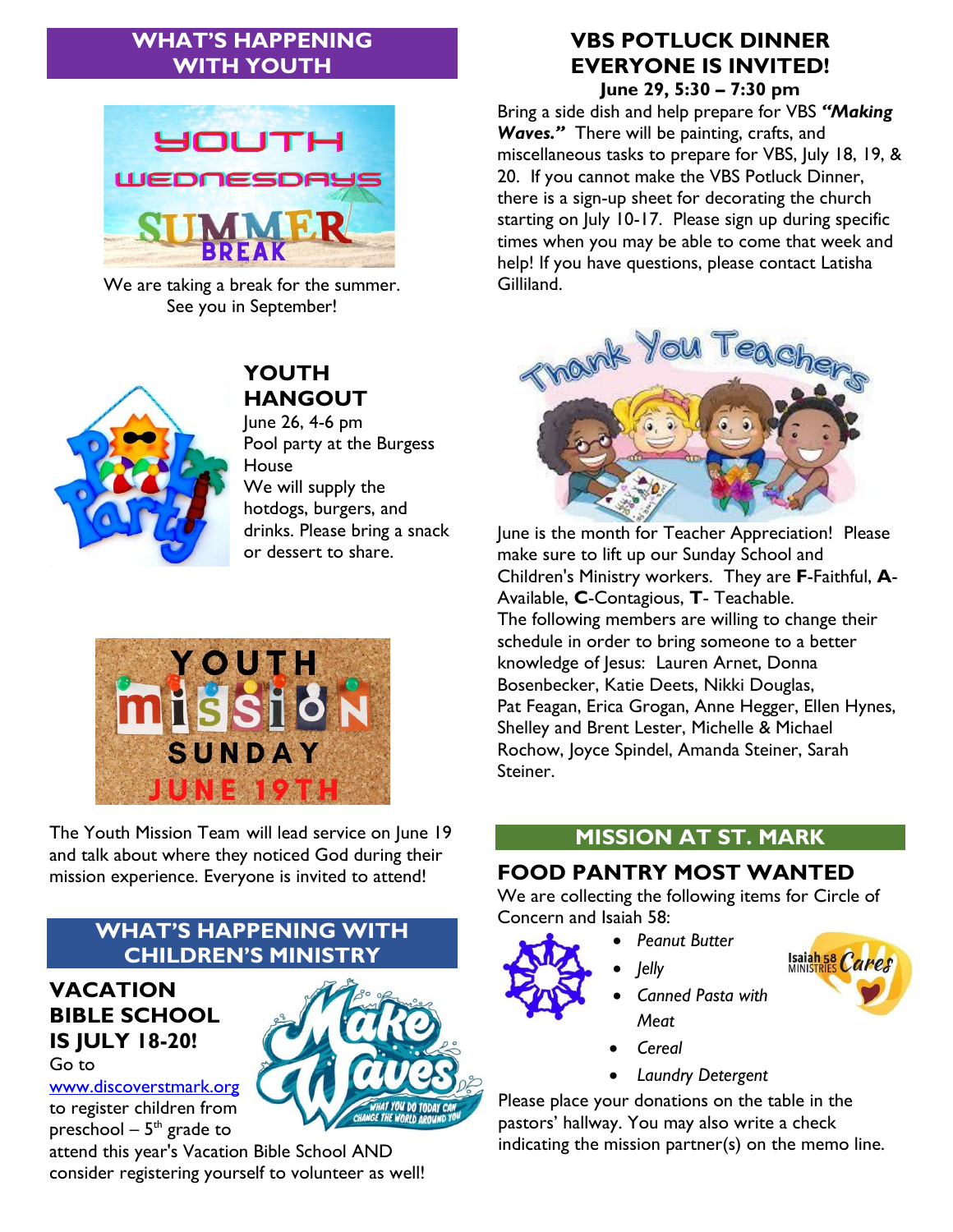## WHAT'S HAPPENING WITH YOUTH

We are taking a break for the summer. See you in September!

### YOUTH HANGOUT

June 26, 4-6 pm
Pool party at the Burgess House
We will supply the hotdogs, burgers, and drinks. Please bring a snack or dessert to share.

The Youth Mission Team will lead service on June 19 and talk about where they noticed God during their mission experience. Everyone is invited to attend!

## WHAT'S HAPPENING WITH CHILDREN'S MINISTRY

### VACATION BIBLE SCHOOL IS JULY 18-20!

Go to www.discoverstmark.org to register children from preschool – 5th grade to attend this year's Vacation Bible School AND consider registering yourself to volunteer as well!

### VBS POTLUCK DINNER EVERYONE IS INVITED!

**June 29, 5:30 – 7:30 pm**

Bring a side dish and help prepare for VBS ***"Making Waves."*** There will be painting, crafts, and miscellaneous tasks to prepare for VBS, July 18, 19, & 20. If you cannot make the VBS Potluck Dinner, there is a sign-up sheet for decorating the church starting on July 10-17. Please sign up during specific times when you may be able to come that week and help! If you have questions, please contact Latisha Gilliland.

June is the month for Teacher Appreciation! Please make sure to lift up our Sunday School and Children's Ministry workers. They are **F**-Faithful, **A**-Available, **C**-Contagious, **T**- Teachable.
The following members are willing to change their schedule in order to bring someone to a better knowledge of Jesus: Lauren Arnet, Donna Bosenbecker, Katie Deets, Nikki Douglas, Pat Feagan, Erica Grogan, Anne Hegger, Ellen Hynes, Shelley and Brent Lester, Michelle & Michael Rochow, Joyce Spindel, Amanda Steiner, Sarah Steiner.

## MISSION AT ST. MARK

### FOOD PANTRY MOST WANTED

We are collecting the following items for Circle of Concern and Isaiah 58:

- *Peanut Butter*
- *Jelly*
- *Canned Pasta with Meat*
- *Cereal*
- *Laundry Detergent*

Please place your donations on the table in the pastors' hallway. You may also write a check indicating the mission partner(s) on the memo line.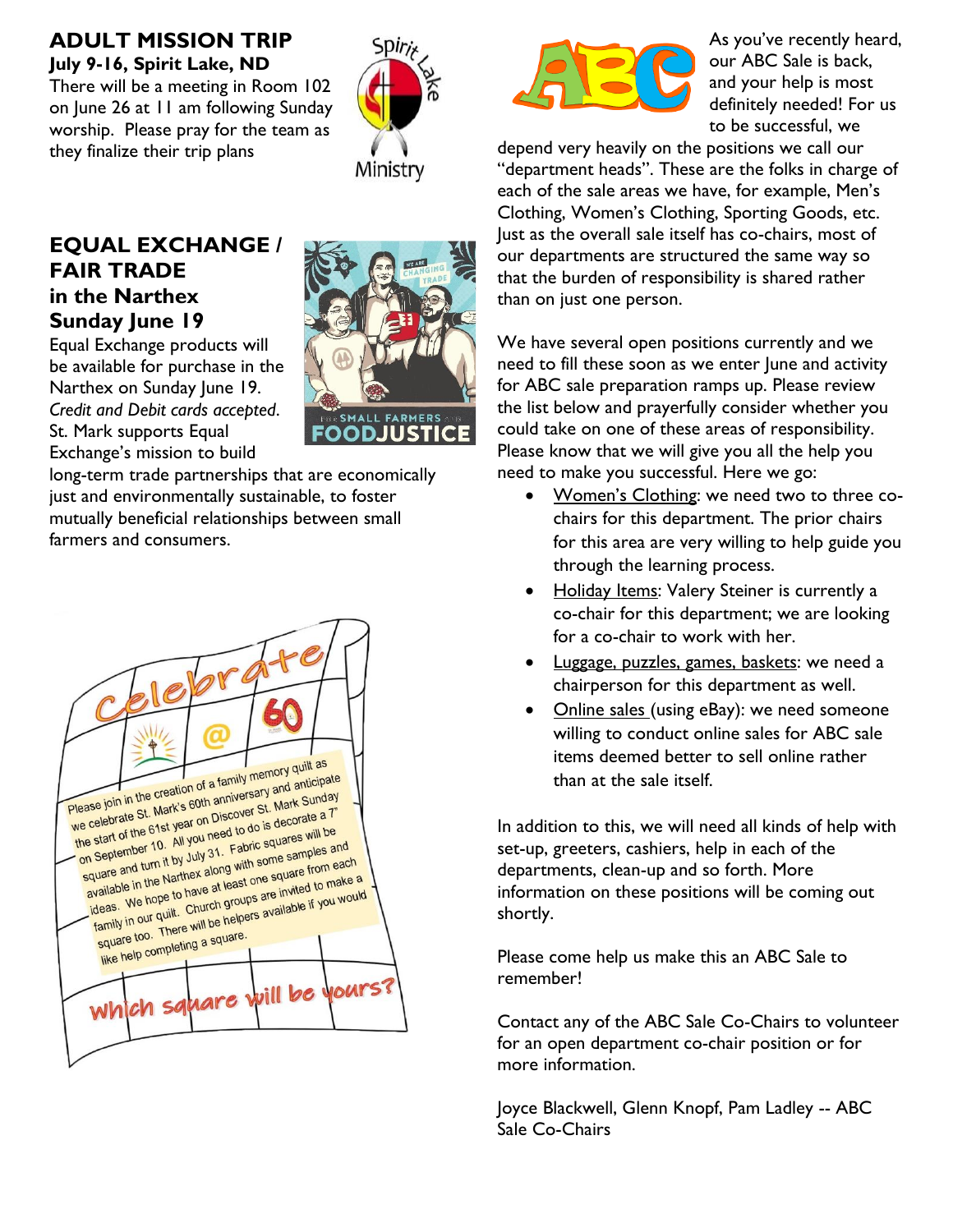## ADULT MISSION TRIP

**July 9-16, Spirit Lake, ND**

There will be a meeting in Room 102 on June 26 at 11 am following Sunday worship. Please pray for the team as they finalize their trip plans

## EQUAL EXCHANGE / FAIR TRADE in the Narthex Sunday June 19

Equal Exchange products will be available for purchase in the Narthex on Sunday June 19. *Credit and Debit cards accepted.* St. Mark supports Equal Exchange's mission to build long-term trade partnerships that are economically just and environmentally sustainable, to foster mutually beneficial relationships between small farmers and consumers.

Celebrate @ 60

Please join in the creation of a family memory quilt as we celebrate St. Mark's 60th anniversary and anticipate the start of the 61st year on Discover St. Mark Sunday on September 10. All you need to do is decorate a 7" square and turn it by July 31. Fabric squares will be available in the Narthex along with some samples and ideas. We hope to have at least one square from each family in our quilt. Church groups are invited to make a square too. There will be helpers available if you would like help completing a square.

Which square will be yours?

As you've recently heard, our ABC Sale is back, and your help is most definitely needed! For us to be successful, we depend very heavily on the positions we call our "department heads". These are the folks in charge of each of the sale areas we have, for example, Men's Clothing, Women's Clothing, Sporting Goods, etc. Just as the overall sale itself has co-chairs, most of our departments are structured the same way so that the burden of responsibility is shared rather than on just one person.

We have several open positions currently and we need to fill these soon as we enter June and activity for ABC sale preparation ramps up. Please review the list below and prayerfully consider whether you could take on one of these areas of responsibility. Please know that we will give you all the help you need to make you successful. Here we go:

- Women's Clothing: we need two to three co-chairs for this department. The prior chairs for this area are very willing to help guide you through the learning process.
- Holiday Items: Valery Steiner is currently a co-chair for this department; we are looking for a co-chair to work with her.
- Luggage, puzzles, games, baskets: we need a chairperson for this department as well.
- Online sales (using eBay): we need someone willing to conduct online sales for ABC sale items deemed better to sell online rather than at the sale itself.

In addition to this, we will need all kinds of help with set-up, greeters, cashiers, help in each of the departments, clean-up and so forth. More information on these positions will be coming out shortly.

Please come help us make this an ABC Sale to remember!

Contact any of the ABC Sale Co-Chairs to volunteer for an open department co-chair position or for more information.

Joyce Blackwell, Glenn Knopf, Pam Ladley -- ABC Sale Co-Chairs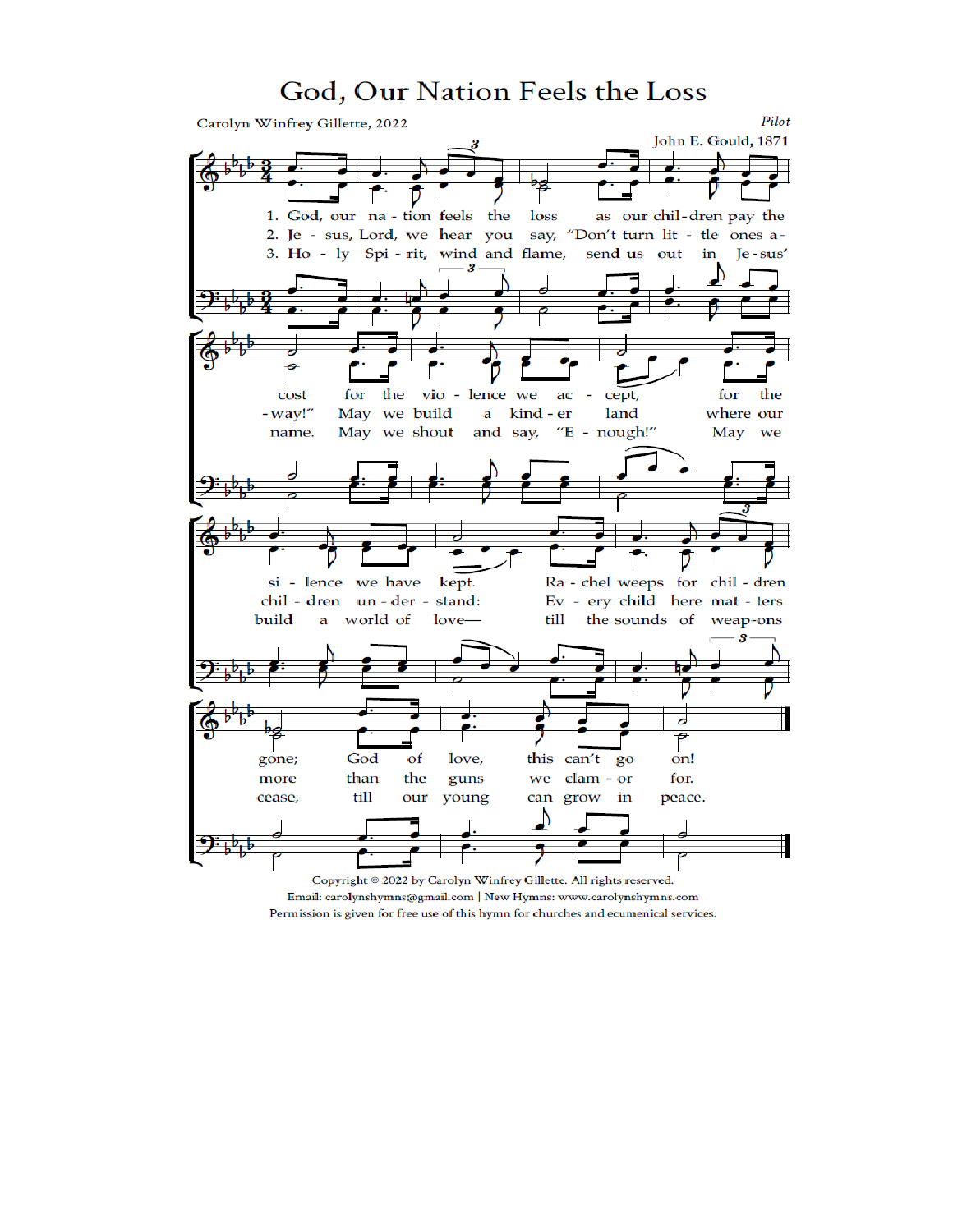# God, Our Nation Feels the Loss

Carolyn Winfrey Gillette, 2022

*Pilot*

John E. Gould, 1871

1. God, our nation feels the loss as our children pay the cost for the violence we accept, for the silence we have kept. Rachel weeps for children gone; God of love, this can't go on!

2. Jesus, Lord, we hear you say, "Don't turn little ones away!" May we build a kinder land where our children understand: Every child here matters more than the guns we clamor for.

3. Holy Spirit, wind and flame, send us out in Jesus' name. May we shout and say, "Enough!" May we build a world of love— till the sounds of weapons cease, till our young can grow in peace.

Copyright © 2022 by Carolyn Winfrey Gillette. All rights reserved.

Email: carolynshymns@gmail.com | New Hymns: www.carolynshymns.com

Permission is given for free use of this hymn for churches and ecumenical services.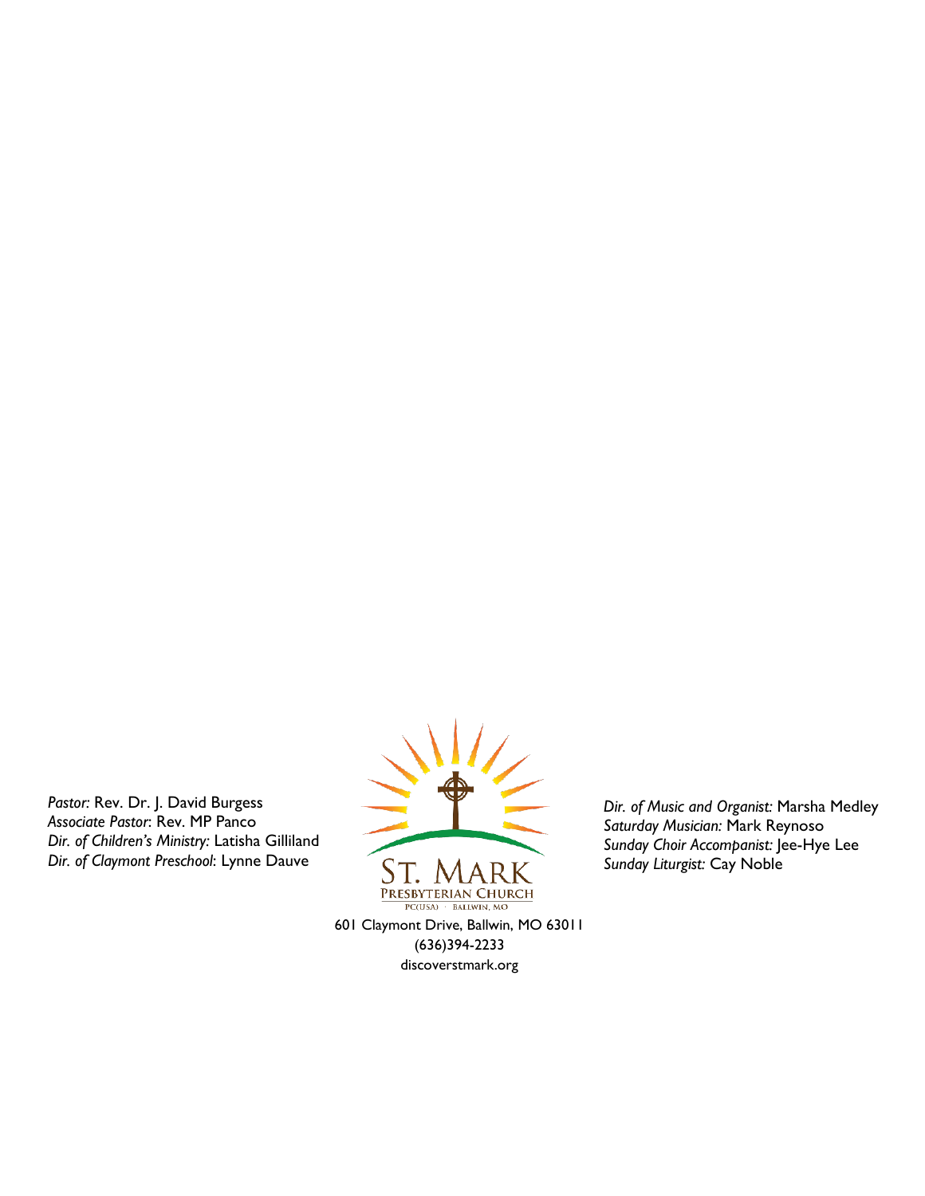*Pastor:* Rev. Dr. J. David Burgess
*Associate Pastor*: Rev. MP Panco
*Dir. of Children's Ministry:* Latisha Gilliland
*Dir. of Claymont Preschool*: Lynne Dauve

ST. MARK
PRESBYTERIAN CHURCH
PC(USA) · BALLWIN, MO

601 Claymont Drive, Ballwin, MO 63011
(636)394-2233
discoverstmark.org

*Dir. of Music and Organist:* Marsha Medley
*Saturday Musician:* Mark Reynoso
*Sunday Choir Accompanist:* Jee-Hye Lee
*Sunday Liturgist:* Cay Noble